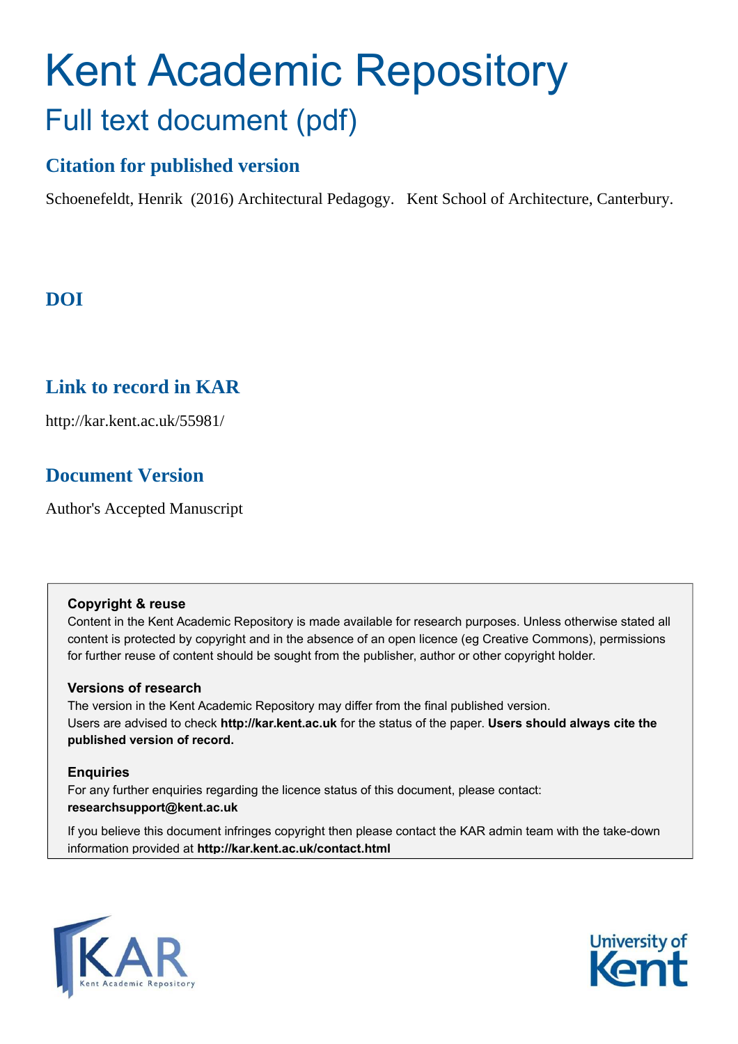# Kent Academic Repository

## Full text document (pdf)

### Citation for published version

Schoenefeldt, Henrik (2016) Architectural Pedagogy. Kent School of Architecture, Canterbury.

### DOI

### Link to record in KAR

http://kar.kent.ac.uk/55981/

### Document Version

Author's Accepted Manuscript

**Copyright & reuse**

Content in the Kent Academic Repository is made available for research purposes. Unless otherwise stated all content is protected by copyright and in the absence of an open licence (eg Creative Commons), permissions for further reuse of content should be sought from the publisher, author or other copyright holder.

**Versions of research**

The version in the Kent Academic Repository may differ from the final published version. Users are advised to check **http://kar.kent.ac.uk** for the status of the paper. **Users should always cite the published version of record.**

**Enquiries**

For any further enquiries regarding the licence status of this document, please contact: **researchsupport@kent.ac.uk**

If you believe this document infringes copyright then please contact the KAR admin team with the take-down information provided at **http://kar.kent.ac.uk/contact.html**

KAR Kent Academic Repository

University of Kent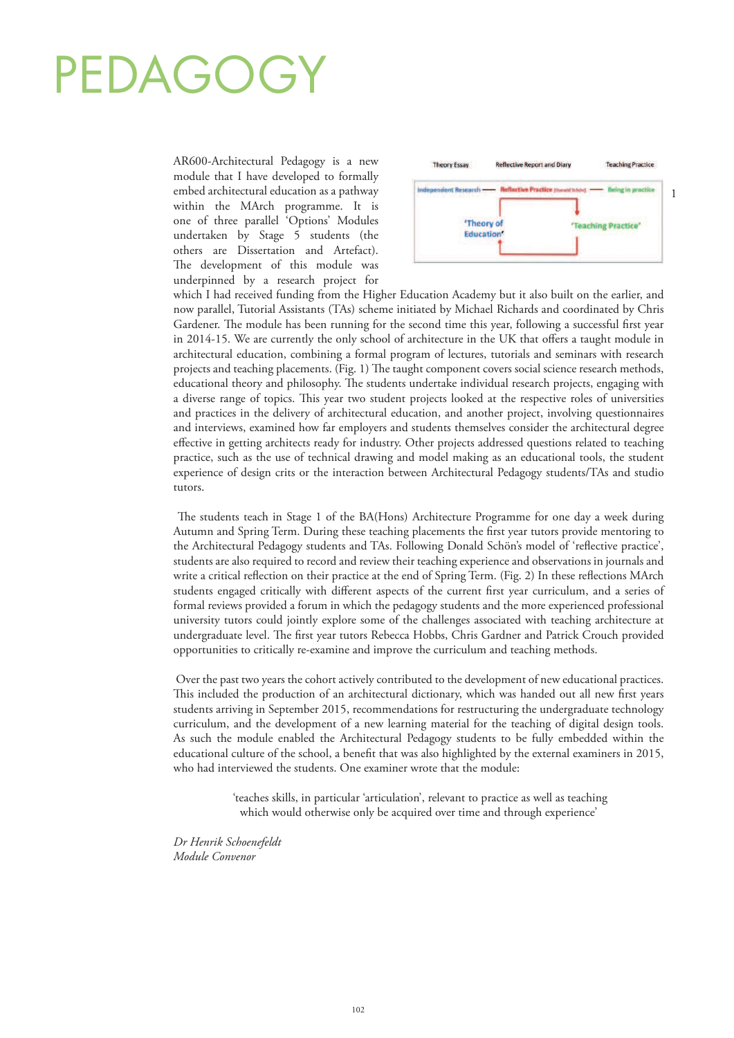# PEDAGOGY

AR600-Architectural Pedagogy is a new module that I have developed to formally embed architectural education as a pathway within the MArch programme. It is one of three parallel 'Options' Modules undertaken by Stage 5 students (the others are Dissertation and Artefact). The development of this module was underpinned by a research project for which I had received funding from the Higher Education Academy but it also built on the earlier, and now parallel, Tutorial Assistants (TAs) scheme initiated by Michael Richards and coordinated by Chris Gardener. The module has been running for the second time this year, following a successful first year in 2014-15. We are currently the only school of architecture in the UK that offers a taught module in architectural education, combining a formal program of lectures, tutorials and seminars with research projects and teaching placements. (Fig. 1) The taught component covers social science research methods, educational theory and philosophy. The students undertake individual research projects, engaging with a diverse range of topics. This year two student projects looked at the respective roles of universities and practices in the delivery of architectural education, and another project, involving questionnaires and interviews, examined how far employers and students themselves consider the architectural degree effective in getting architects ready for industry. Other projects addressed questions related to teaching practice, such as the use of technical drawing and model making as an educational tools, the student experience of design crits or the interaction between Architectural Pedagogy students/TAs and studio tutors.

The students teach in Stage 1 of the BA(Hons) Architecture Programme for one day a week during Autumn and Spring Term. During these teaching placements the first year tutors provide mentoring to the Architectural Pedagogy students and TAs. Following Donald Schön's model of 'reflective practice', students are also required to record and review their teaching experience and observations in journals and write a critical reflection on their practice at the end of Spring Term. (Fig. 2) In these reflections MArch students engaged critically with different aspects of the current first year curriculum, and a series of formal reviews provided a forum in which the pedagogy students and the more experienced professional university tutors could jointly explore some of the challenges associated with teaching architecture at undergraduate level. The first year tutors Rebecca Hobbs, Chris Gardner and Patrick Crouch provided opportunities to critically re-examine and improve the curriculum and teaching methods.

Over the past two years the cohort actively contributed to the development of new educational practices. This included the production of an architectural dictionary, which was handed out all new first years students arriving in September 2015, recommendations for restructuring the undergraduate technology curriculum, and the development of a new learning material for the teaching of digital design tools. As such the module enabled the Architectural Pedagogy students to be fully embedded within the educational culture of the school, a benefit that was also highlighted by the external examiners in 2015, who had interviewed the students. One examiner wrote that the module:

> 'teaches skills, in particular 'articulation', relevant to practice as well as teaching which would otherwise only be acquired over time and through experience'

*Dr Henrik Schoenefeldt*
*Module Convenor*

| Theory Essay | Reflective Report and Diary | Teaching Practice |
|---|---|---|
| Independent Research | Reflective Practice (Donald Schön) | Being in practice |
| 'Theory of Education' | | 'Teaching Practice' |

1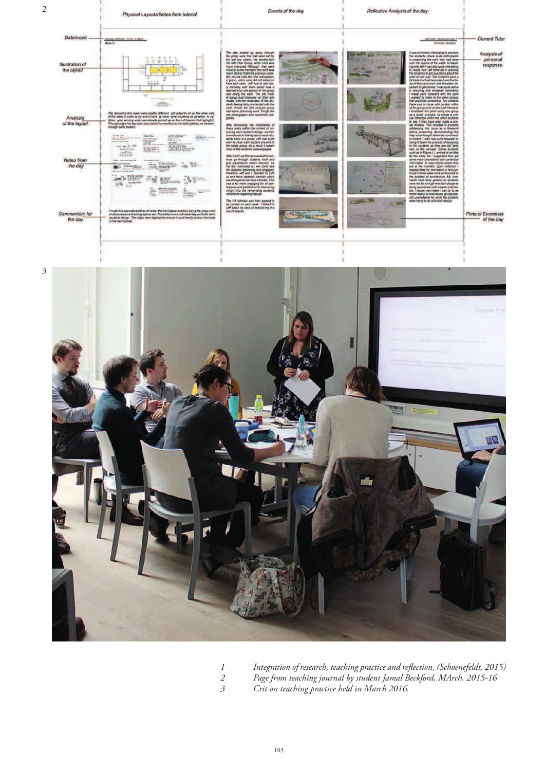1 Integration of research, teaching practice and reflection, (Schoenefeldt, 2015)

2 Page from teaching journal by student Jamal Beckford, MArch, 2015-16

3 Crit on teaching practice held in March 2016.